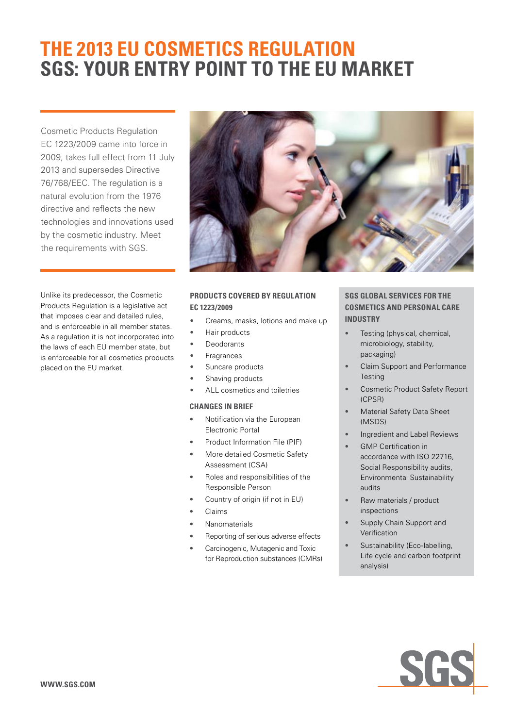# THE 2013 EU COSMETICS REGULATION
# SGS: YOUR ENTRY POINT TO THE EU MARKET

Cosmetic Products Regulation EC 1223/2009 came into force in 2009, takes full effect from 11 July 2013 and supersedes Directive 76/768/EEC. The regulation is a natural evolution from the 1976 directive and reflects the new technologies and innovations used by the cosmetic industry. Meet the requirements with SGS.

Unlike its predecessor, the Cosmetic Products Regulation is a legislative act that imposes clear and detailed rules, and is enforceable in all member states. As a regulation it is not incorporated into the laws of each EU member state, but is enforceable for all cosmetics products placed on the EU market.

### PRODUCTS COVERED BY REGULATION EC 1223/2009

- Creams, masks, lotions and make up
- Hair products
- Deodorants
- Fragrances
- Suncare products
- Shaving products
- ALL cosmetics and toiletries

### CHANGES IN BRIEF

- Notification via the European Electronic Portal
- Product Information File (PIF)
- More detailed Cosmetic Safety Assessment (CSA)
- Roles and responsibilities of the Responsible Person
- Country of origin (if not in EU)
- Claims
- Nanomaterials
- Reporting of serious adverse effects
- Carcinogenic, Mutagenic and Toxic for Reproduction substances (CMRs)

### SGS GLOBAL SERVICES FOR THE COSMETICS AND PERSONAL CARE INDUSTRY

- Testing (physical, chemical, microbiology, stability, packaging)
- Claim Support and Performance Testing
- Cosmetic Product Safety Report (CPSR)
- Material Safety Data Sheet (MSDS)
- Ingredient and Label Reviews
- GMP Certification in accordance with ISO 22716, Social Responsibility audits, Environmental Sustainability audits
- Raw materials / product inspections
- Supply Chain Support and Verification
- Sustainability (Eco-labelling, Life cycle and carbon footprint analysis)

WWW.SGS.COM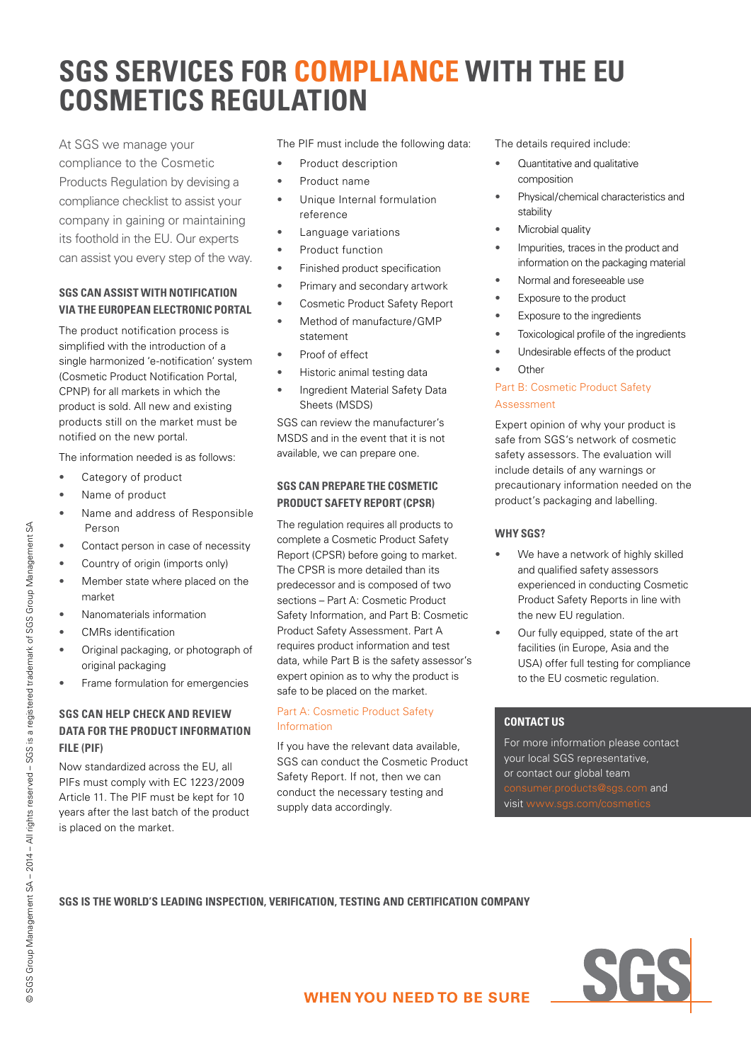# SGS SERVICES FOR COMPLIANCE WITH THE EU COSMETICS REGULATION

At SGS we manage your compliance to the Cosmetic Products Regulation by devising a compliance checklist to assist your company in gaining or maintaining its foothold in the EU. Our experts can assist you every step of the way.

### SGS CAN ASSIST WITH NOTIFICATION VIA THE EUROPEAN ELECTRONIC PORTAL

The product notification process is simplified with the introduction of a single harmonized 'e-notification' system (Cosmetic Product Notification Portal, CPNP) for all markets in which the product is sold. All new and existing products still on the market must be notified on the new portal.

The information needed is as follows:

- Category of product
- Name of product
- Name and address of Responsible Person
- Contact person in case of necessity
- Country of origin (imports only)
- Member state where placed on the market
- Nanomaterials information
- CMRs identification
- Original packaging, or photograph of original packaging
- Frame formulation for emergencies

### SGS CAN HELP CHECK AND REVIEW DATA FOR THE PRODUCT INFORMATION FILE (PIF)

Now standardized across the EU, all PIFs must comply with EC 1223/2009 Article 11. The PIF must be kept for 10 years after the last batch of the product is placed on the market.

The PIF must include the following data:

- Product description
- Product name
- Unique Internal formulation reference
- Language variations
- Product function
- Finished product specification
- Primary and secondary artwork
- Cosmetic Product Safety Report
- Method of manufacture/GMP statement
- Proof of effect
- Historic animal testing data
- Ingredient Material Safety Data Sheets (MSDS)

SGS can review the manufacturer's MSDS and in the event that it is not available, we can prepare one.

### SGS CAN PREPARE THE COSMETIC PRODUCT SAFETY REPORT (CPSR)

The regulation requires all products to complete a Cosmetic Product Safety Report (CPSR) before going to market. The CPSR is more detailed than its predecessor and is composed of two sections – Part A: Cosmetic Product Safety Information, and Part B: Cosmetic Product Safety Assessment. Part A requires product information and test data, while Part B is the safety assessor's expert opinion as to why the product is safe to be placed on the market.

#### Part A: Cosmetic Product Safety Information

If you have the relevant data available, SGS can conduct the Cosmetic Product Safety Report. If not, then we can conduct the necessary testing and supply data accordingly.

The details required include:

- Quantitative and qualitative composition
- Physical/chemical characteristics and stability
- Microbial quality
- Impurities, traces in the product and information on the packaging material
- Normal and foreseeable use
- Exposure to the product
- Exposure to the ingredients
- Toxicological profile of the ingredients
- Undesirable effects of the product
- Other

#### Part B: Cosmetic Product Safety Assessment

Expert opinion of why your product is safe from SGS's network of cosmetic safety assessors. The evaluation will include details of any warnings or precautionary information needed on the product's packaging and labelling.

### WHY SGS?

- We have a network of highly skilled and qualified safety assessors experienced in conducting Cosmetic Product Safety Reports in line with the new EU regulation.
- Our fully equipped, state of the art facilities (in Europe, Asia and the USA) offer full testing for compliance to the EU cosmetic regulation.

### CONTACT US

For more information please contact your local SGS representative, or contact our global team consumer.products@sgs.com and visit www.sgs.com/cosmetics

**SGS IS THE WORLD'S LEADING INSPECTION, VERIFICATION, TESTING AND CERTIFICATION COMPANY**

WHEN YOU NEED TO BE SURE

SGS

© SGS Group Management SA – 2014 – All rights reserved – SGS is a registered trademark of SGS Group Management SA